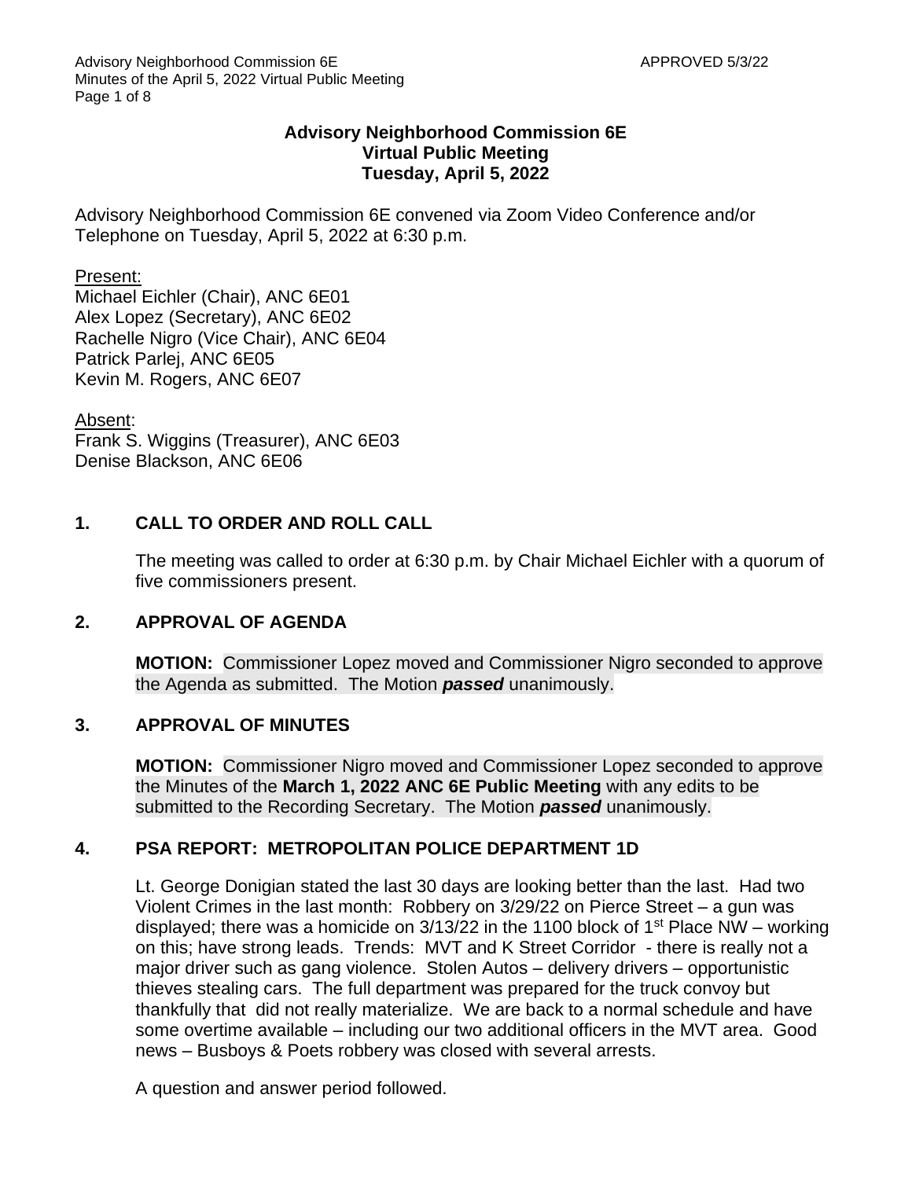**Advisory Neighborhood Commission 6E**
**Virtual Public Meeting**
**Tuesday, April 5, 2022**

Advisory Neighborhood Commission 6E convened via Zoom Video Conference and/or Telephone on Tuesday, April 5, 2022 at 6:30 p.m.

Present:
Michael Eichler (Chair), ANC 6E01
Alex Lopez (Secretary), ANC 6E02
Rachelle Nigro (Vice Chair), ANC 6E04
Patrick Parlej, ANC 6E05
Kevin M. Rogers, ANC 6E07

Absent:
Frank S. Wiggins (Treasurer), ANC 6E03
Denise Blackson, ANC 6E06

## 1. CALL TO ORDER AND ROLL CALL

The meeting was called to order at 6:30 p.m. by Chair Michael Eichler with a quorum of five commissioners present.

## 2. APPROVAL OF AGENDA

**MOTION:** Commissioner Lopez moved and Commissioner Nigro seconded to approve the Agenda as submitted. The Motion ***passed*** unanimously.

## 3. APPROVAL OF MINUTES

**MOTION:** Commissioner Nigro moved and Commissioner Lopez seconded to approve the Minutes of the **March 1, 2022 ANC 6E Public Meeting** with any edits to be submitted to the Recording Secretary. The Motion ***passed*** unanimously.

## 4. PSA REPORT: METROPOLITAN POLICE DEPARTMENT 1D

Lt. George Donigian stated the last 30 days are looking better than the last. Had two Violent Crimes in the last month: Robbery on 3/29/22 on Pierce Street – a gun was displayed; there was a homicide on 3/13/22 in the 1100 block of 1st Place NW – working on this; have strong leads. Trends: MVT and K Street Corridor - there is really not a major driver such as gang violence. Stolen Autos – delivery drivers – opportunistic thieves stealing cars. The full department was prepared for the truck convoy but thankfully that did not really materialize. We are back to a normal schedule and have some overtime available – including our two additional officers in the MVT area. Good news – Busboys & Poets robbery was closed with several arrests.

A question and answer period followed.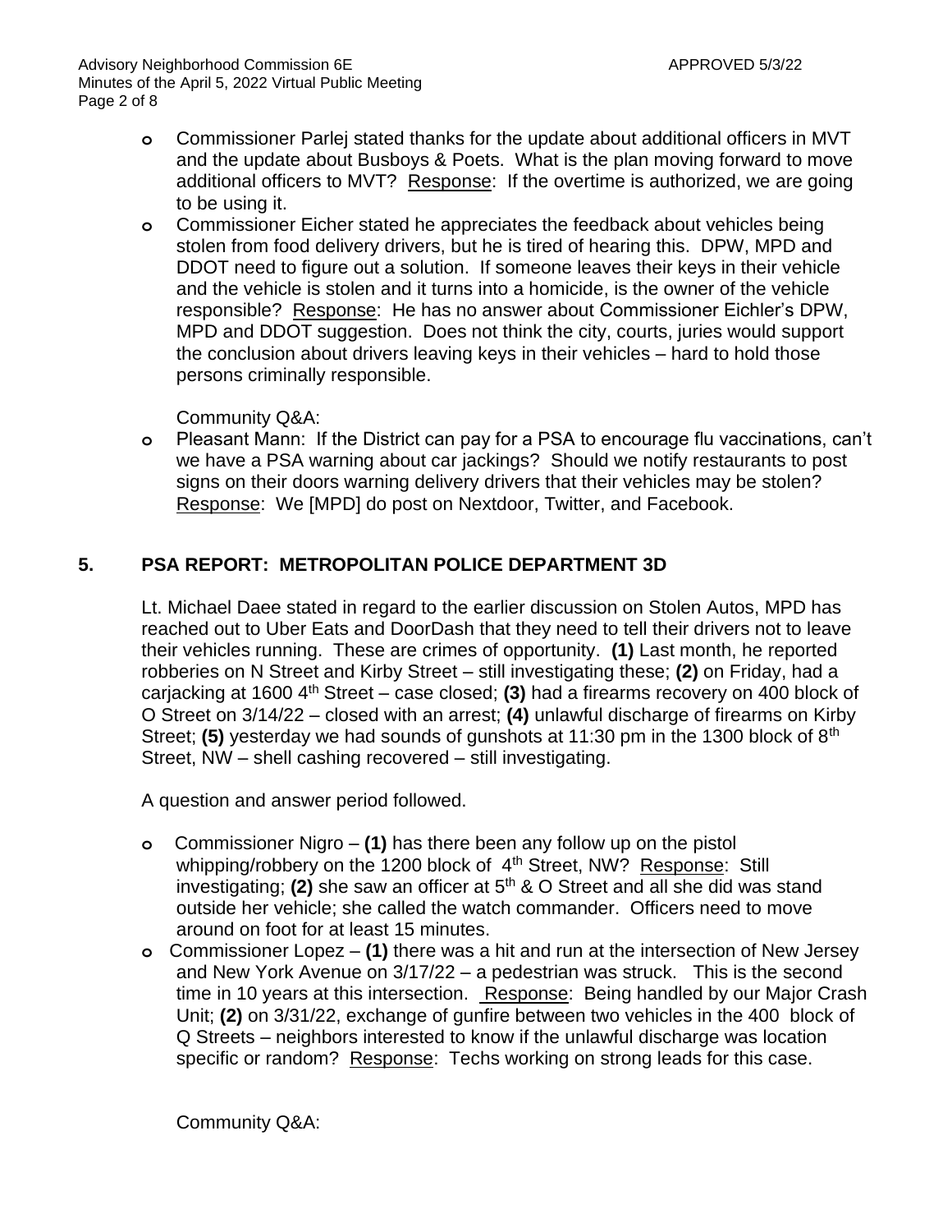- Commissioner Parlej stated thanks for the update about additional officers in MVT and the update about Busboys & Poets. What is the plan moving forward to move additional officers to MVT? Response: If the overtime is authorized, we are going to be using it.
- Commissioner Eicher stated he appreciates the feedback about vehicles being stolen from food delivery drivers, but he is tired of hearing this. DPW, MPD and DDOT need to figure out a solution. If someone leaves their keys in their vehicle and the vehicle is stolen and it turns into a homicide, is the owner of the vehicle responsible? Response: He has no answer about Commissioner Eichler's DPW, MPD and DDOT suggestion. Does not think the city, courts, juries would support the conclusion about drivers leaving keys in their vehicles – hard to hold those persons criminally responsible.

Community Q&A:

- Pleasant Mann: If the District can pay for a PSA to encourage flu vaccinations, can't we have a PSA warning about car jackings? Should we notify restaurants to post signs on their doors warning delivery drivers that their vehicles may be stolen? Response: We [MPD] do post on Nextdoor, Twitter, and Facebook.

## 5. PSA REPORT: METROPOLITAN POLICE DEPARTMENT 3D

Lt. Michael Daee stated in regard to the earlier discussion on Stolen Autos, MPD has reached out to Uber Eats and DoorDash that they need to tell their drivers not to leave their vehicles running. These are crimes of opportunity. **(1)** Last month, he reported robberies on N Street and Kirby Street – still investigating these; **(2)** on Friday, had a carjacking at 1600 4th Street – case closed; **(3)** had a firearms recovery on 400 block of O Street on 3/14/22 – closed with an arrest; **(4)** unlawful discharge of firearms on Kirby Street; **(5)** yesterday we had sounds of gunshots at 11:30 pm in the 1300 block of 8th Street, NW – shell cashing recovered – still investigating.

A question and answer period followed.

- Commissioner Nigro – **(1)** has there been any follow up on the pistol whipping/robbery on the 1200 block of 4th Street, NW? Response: Still investigating; **(2)** she saw an officer at 5th & O Street and all she did was stand outside her vehicle; she called the watch commander. Officers need to move around on foot for at least 15 minutes.
- Commissioner Lopez – **(1)** there was a hit and run at the intersection of New Jersey and New York Avenue on 3/17/22 – a pedestrian was struck. This is the second time in 10 years at this intersection. Response: Being handled by our Major Crash Unit; **(2)** on 3/31/22, exchange of gunfire between two vehicles in the 400 block of Q Streets – neighbors interested to know if the unlawful discharge was location specific or random? Response: Techs working on strong leads for this case.

Community Q&A: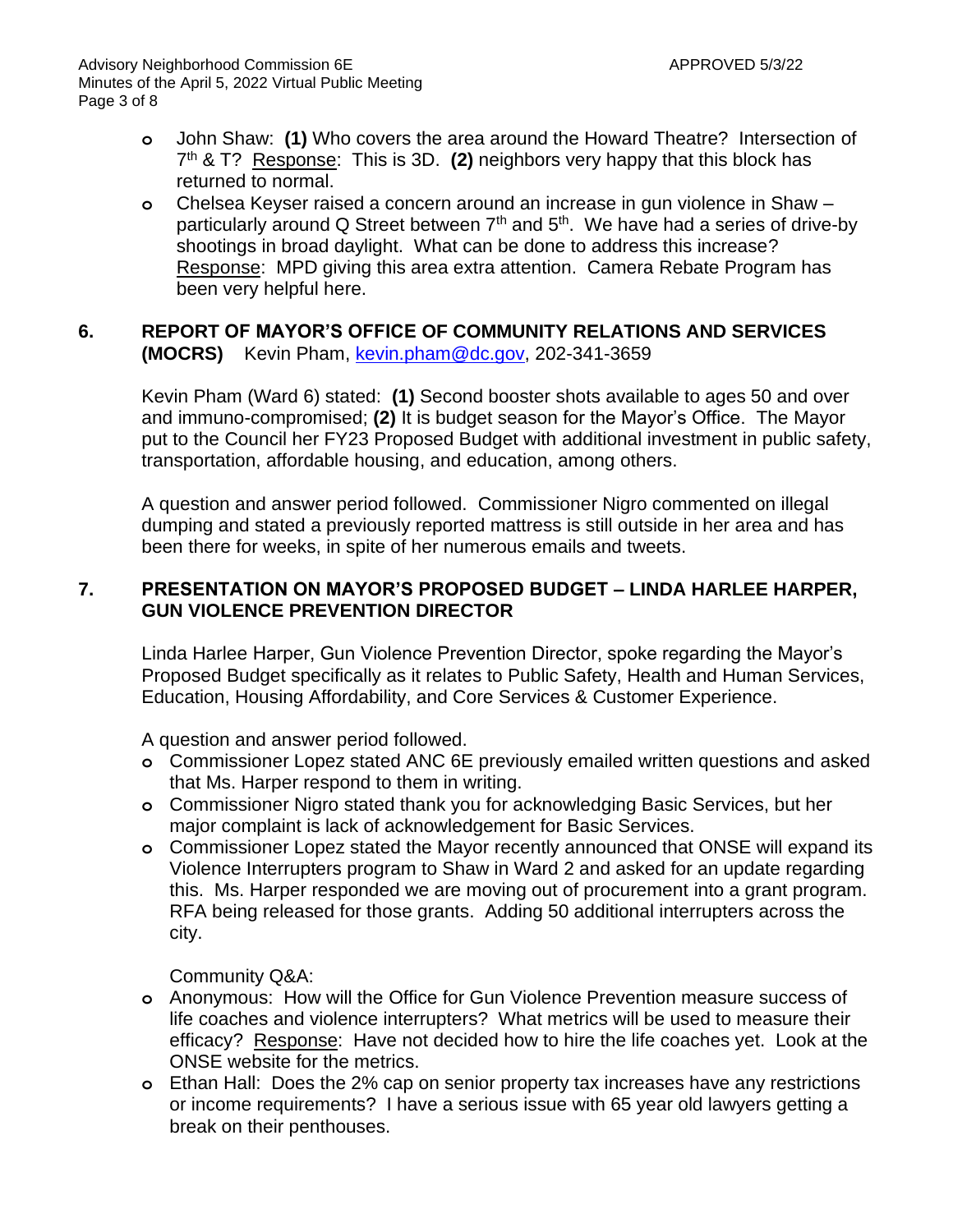- John Shaw: **(1)** Who covers the area around the Howard Theatre? Intersection of 7th & T? Response: This is 3D. **(2)** neighbors very happy that this block has returned to normal.
- Chelsea Keyser raised a concern around an increase in gun violence in Shaw – particularly around Q Street between 7th and 5th. We have had a series of drive-by shootings in broad daylight. What can be done to address this increase? Response: MPD giving this area extra attention. Camera Rebate Program has been very helpful here.

## 6. REPORT OF MAYOR'S OFFICE OF COMMUNITY RELATIONS AND SERVICES (MOCRS) Kevin Pham, kevin.pham@dc.gov, 202-341-3659

Kevin Pham (Ward 6) stated: **(1)** Second booster shots available to ages 50 and over and immuno-compromised; **(2)** It is budget season for the Mayor's Office. The Mayor put to the Council her FY23 Proposed Budget with additional investment in public safety, transportation, affordable housing, and education, among others.

A question and answer period followed. Commissioner Nigro commented on illegal dumping and stated a previously reported mattress is still outside in her area and has been there for weeks, in spite of her numerous emails and tweets.

## 7. PRESENTATION ON MAYOR'S PROPOSED BUDGET – LINDA HARLEE HARPER, GUN VIOLENCE PREVENTION DIRECTOR

Linda Harlee Harper, Gun Violence Prevention Director, spoke regarding the Mayor's Proposed Budget specifically as it relates to Public Safety, Health and Human Services, Education, Housing Affordability, and Core Services & Customer Experience.

A question and answer period followed.

- Commissioner Lopez stated ANC 6E previously emailed written questions and asked that Ms. Harper respond to them in writing.
- Commissioner Nigro stated thank you for acknowledging Basic Services, but her major complaint is lack of acknowledgement for Basic Services.
- Commissioner Lopez stated the Mayor recently announced that ONSE will expand its Violence Interrupters program to Shaw in Ward 2 and asked for an update regarding this. Ms. Harper responded we are moving out of procurement into a grant program. RFA being released for those grants. Adding 50 additional interrupters across the city.

Community Q&A:

- Anonymous: How will the Office for Gun Violence Prevention measure success of life coaches and violence interrupters? What metrics will be used to measure their efficacy? Response: Have not decided how to hire the life coaches yet. Look at the ONSE website for the metrics.
- Ethan Hall: Does the 2% cap on senior property tax increases have any restrictions or income requirements? I have a serious issue with 65 year old lawyers getting a break on their penthouses.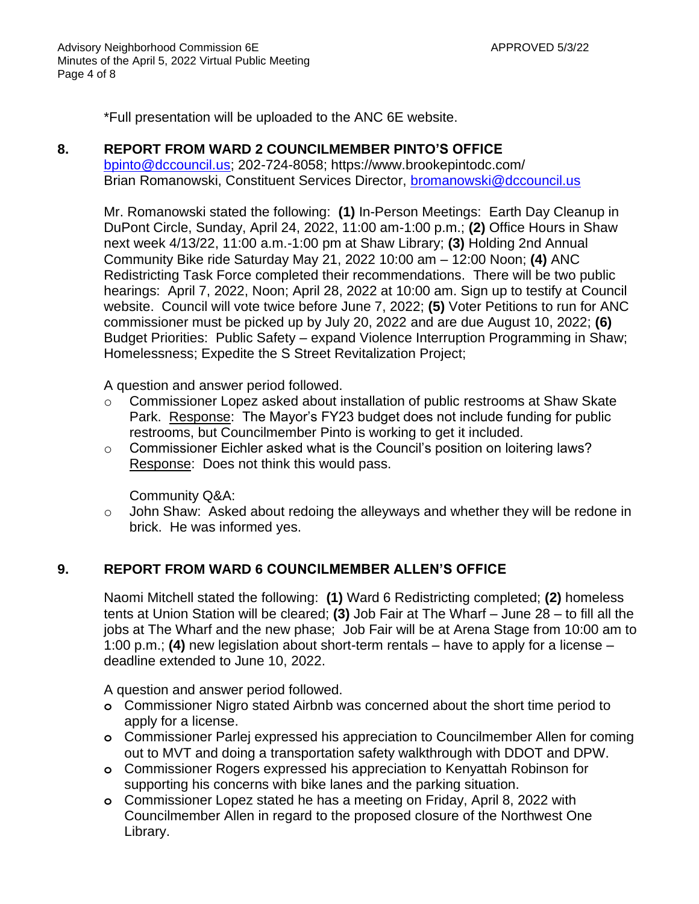*Full presentation will be uploaded to the ANC 6E website.

## 8. REPORT FROM WARD 2 COUNCILMEMBER PINTO'S OFFICE

bpinto@dccouncil.us; 202-724-8058; https://www.brookepintodc.com/
Brian Romanowski, Constituent Services Director, bromanowski@dccouncil.us

Mr. Romanowski stated the following: **(1)** In-Person Meetings: Earth Day Cleanup in DuPont Circle, Sunday, April 24, 2022, 11:00 am-1:00 p.m.; **(2)** Office Hours in Shaw next week 4/13/22, 11:00 a.m.-1:00 pm at Shaw Library; **(3)** Holding 2nd Annual Community Bike ride Saturday May 21, 2022 10:00 am – 12:00 Noon; **(4)** ANC Redistricting Task Force completed their recommendations. There will be two public hearings: April 7, 2022, Noon; April 28, 2022 at 10:00 am. Sign up to testify at Council website. Council will vote twice before June 7, 2022; **(5)** Voter Petitions to run for ANC commissioner must be picked up by July 20, 2022 and are due August 10, 2022; **(6)** Budget Priorities: Public Safety – expand Violence Interruption Programming in Shaw; Homelessness; Expedite the S Street Revitalization Project;

A question and answer period followed.

- Commissioner Lopez asked about installation of public restrooms at Shaw Skate Park. Response: The Mayor's FY23 budget does not include funding for public restrooms, but Councilmember Pinto is working to get it included.
- Commissioner Eichler asked what is the Council's position on loitering laws? Response: Does not think this would pass.

Community Q&A:

- John Shaw: Asked about redoing the alleyways and whether they will be redone in brick. He was informed yes.

## 9. REPORT FROM WARD 6 COUNCILMEMBER ALLEN'S OFFICE

Naomi Mitchell stated the following: **(1)** Ward 6 Redistricting completed; **(2)** homeless tents at Union Station will be cleared; **(3)** Job Fair at The Wharf – June 28 – to fill all the jobs at The Wharf and the new phase; Job Fair will be at Arena Stage from 10:00 am to 1:00 p.m.; **(4)** new legislation about short-term rentals – have to apply for a license – deadline extended to June 10, 2022.

A question and answer period followed.

- Commissioner Nigro stated Airbnb was concerned about the short time period to apply for a license.
- Commissioner Parlej expressed his appreciation to Councilmember Allen for coming out to MVT and doing a transportation safety walkthrough with DDOT and DPW.
- Commissioner Rogers expressed his appreciation to Kenyattah Robinson for supporting his concerns with bike lanes and the parking situation.
- Commissioner Lopez stated he has a meeting on Friday, April 8, 2022 with Councilmember Allen in regard to the proposed closure of the Northwest One Library.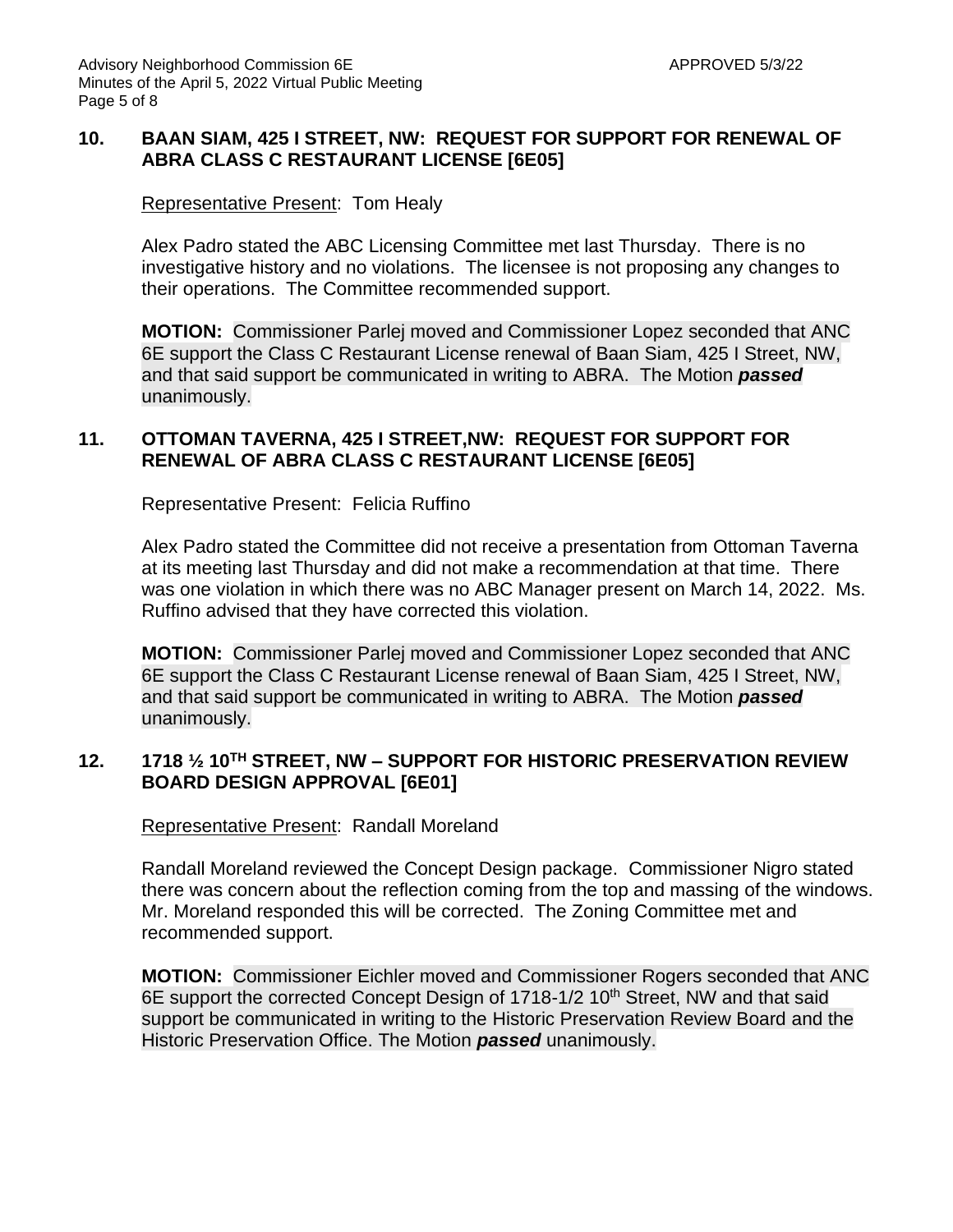## 10. BAAN SIAM, 425 I STREET, NW: REQUEST FOR SUPPORT FOR RENEWAL OF ABRA CLASS C RESTAURANT LICENSE [6E05]

Representative Present: Tom Healy

Alex Padro stated the ABC Licensing Committee met last Thursday. There is no investigative history and no violations. The licensee is not proposing any changes to their operations. The Committee recommended support.

**MOTION:** Commissioner Parlej moved and Commissioner Lopez seconded that ANC 6E support the Class C Restaurant License renewal of Baan Siam, 425 I Street, NW, and that said support be communicated in writing to ABRA. The Motion ***passed*** unanimously.

## 11. OTTOMAN TAVERNA, 425 I STREET,NW: REQUEST FOR SUPPORT FOR RENEWAL OF ABRA CLASS C RESTAURANT LICENSE [6E05]

Representative Present: Felicia Ruffino

Alex Padro stated the Committee did not receive a presentation from Ottoman Taverna at its meeting last Thursday and did not make a recommendation at that time. There was one violation in which there was no ABC Manager present on March 14, 2022. Ms. Ruffino advised that they have corrected this violation.

**MOTION:** Commissioner Parlej moved and Commissioner Lopez seconded that ANC 6E support the Class C Restaurant License renewal of Baan Siam, 425 I Street, NW, and that said support be communicated in writing to ABRA. The Motion ***passed*** unanimously.

## 12. 1718 ½ 10TH STREET, NW – SUPPORT FOR HISTORIC PRESERVATION REVIEW BOARD DESIGN APPROVAL [6E01]

Representative Present: Randall Moreland

Randall Moreland reviewed the Concept Design package. Commissioner Nigro stated there was concern about the reflection coming from the top and massing of the windows. Mr. Moreland responded this will be corrected. The Zoning Committee met and recommended support.

**MOTION:** Commissioner Eichler moved and Commissioner Rogers seconded that ANC 6E support the corrected Concept Design of 1718-1/2 10th Street, NW and that said support be communicated in writing to the Historic Preservation Review Board and the Historic Preservation Office. The Motion ***passed*** unanimously.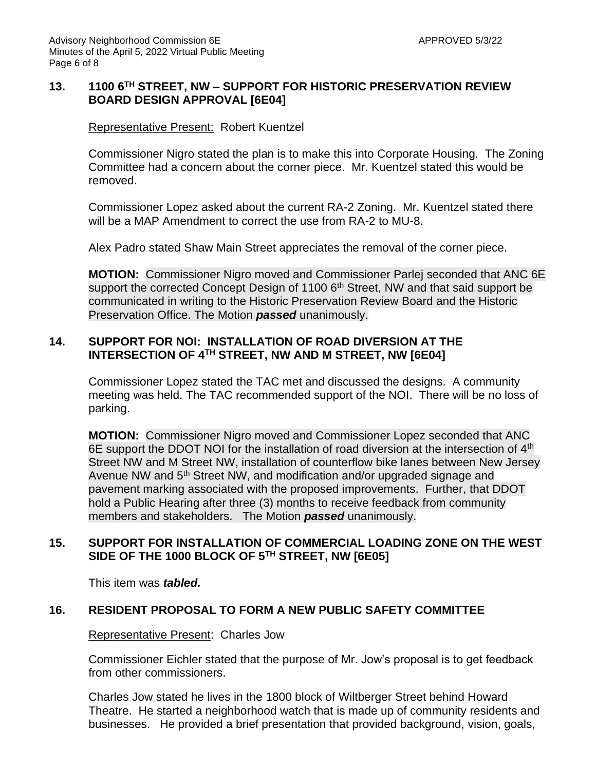## 13. 1100 6TH STREET, NW – SUPPORT FOR HISTORIC PRESERVATION REVIEW BOARD DESIGN APPROVAL [6E04]

Representative Present: Robert Kuentzel

Commissioner Nigro stated the plan is to make this into Corporate Housing. The Zoning Committee had a concern about the corner piece. Mr. Kuentzel stated this would be removed.

Commissioner Lopez asked about the current RA-2 Zoning. Mr. Kuentzel stated there will be a MAP Amendment to correct the use from RA-2 to MU-8.

Alex Padro stated Shaw Main Street appreciates the removal of the corner piece.

**MOTION:** Commissioner Nigro moved and Commissioner Parlej seconded that ANC 6E support the corrected Concept Design of 1100 6th Street, NW and that said support be communicated in writing to the Historic Preservation Review Board and the Historic Preservation Office. The Motion ***passed*** unanimously.

## 14. SUPPORT FOR NOI: INSTALLATION OF ROAD DIVERSION AT THE INTERSECTION OF 4TH STREET, NW AND M STREET, NW [6E04]

Commissioner Lopez stated the TAC met and discussed the designs. A community meeting was held. The TAC recommended support of the NOI. There will be no loss of parking.

**MOTION:** Commissioner Nigro moved and Commissioner Lopez seconded that ANC 6E support the DDOT NOI for the installation of road diversion at the intersection of 4th Street NW and M Street NW, installation of counterflow bike lanes between New Jersey Avenue NW and 5th Street NW, and modification and/or upgraded signage and pavement marking associated with the proposed improvements. Further, that DDOT hold a Public Hearing after three (3) months to receive feedback from community members and stakeholders. The Motion ***passed*** unanimously.

## 15. SUPPORT FOR INSTALLATION OF COMMERCIAL LOADING ZONE ON THE WEST SIDE OF THE 1000 BLOCK OF 5TH STREET, NW [6E05]

This item was ***tabled.***

## 16. RESIDENT PROPOSAL TO FORM A NEW PUBLIC SAFETY COMMITTEE

Representative Present: Charles Jow

Commissioner Eichler stated that the purpose of Mr. Jow's proposal is to get feedback from other commissioners.

Charles Jow stated he lives in the 1800 block of Wiltberger Street behind Howard Theatre. He started a neighborhood watch that is made up of community residents and businesses. He provided a brief presentation that provided background, vision, goals,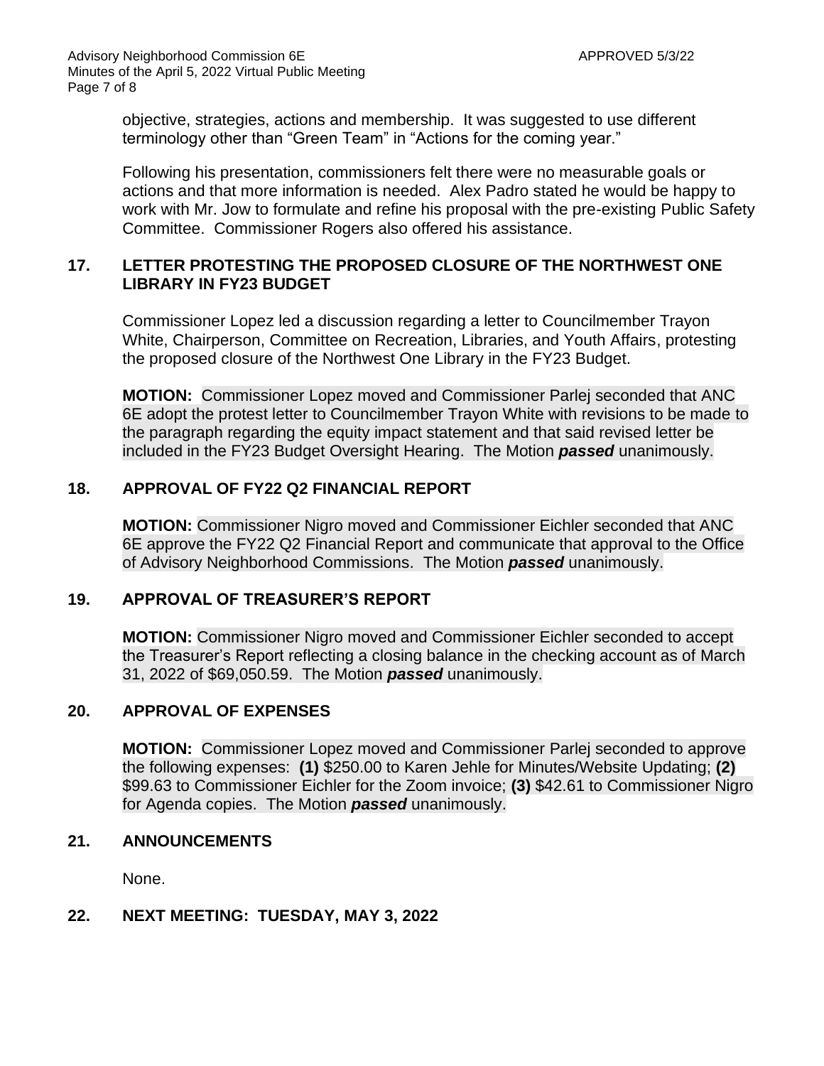objective, strategies, actions and membership. It was suggested to use different terminology other than "Green Team" in "Actions for the coming year."

Following his presentation, commissioners felt there were no measurable goals or actions and that more information is needed. Alex Padro stated he would be happy to work with Mr. Jow to formulate and refine his proposal with the pre-existing Public Safety Committee. Commissioner Rogers also offered his assistance.

## 17. LETTER PROTESTING THE PROPOSED CLOSURE OF THE NORTHWEST ONE LIBRARY IN FY23 BUDGET

Commissioner Lopez led a discussion regarding a letter to Councilmember Trayon White, Chairperson, Committee on Recreation, Libraries, and Youth Affairs, protesting the proposed closure of the Northwest One Library in the FY23 Budget.

**MOTION:** Commissioner Lopez moved and Commissioner Parlej seconded that ANC 6E adopt the protest letter to Councilmember Trayon White with revisions to be made to the paragraph regarding the equity impact statement and that said revised letter be included in the FY23 Budget Oversight Hearing. The Motion ***passed*** unanimously.

## 18. APPROVAL OF FY22 Q2 FINANCIAL REPORT

**MOTION:** Commissioner Nigro moved and Commissioner Eichler seconded that ANC 6E approve the FY22 Q2 Financial Report and communicate that approval to the Office of Advisory Neighborhood Commissions. The Motion ***passed*** unanimously.

## 19. APPROVAL OF TREASURER'S REPORT

**MOTION:** Commissioner Nigro moved and Commissioner Eichler seconded to accept the Treasurer's Report reflecting a closing balance in the checking account as of March 31, 2022 of $69,050.59. The Motion ***passed*** unanimously.

## 20. APPROVAL OF EXPENSES

**MOTION:** Commissioner Lopez moved and Commissioner Parlej seconded to approve the following expenses: **(1)** $250.00 to Karen Jehle for Minutes/Website Updating; **(2)** $99.63 to Commissioner Eichler for the Zoom invoice; **(3)** $42.61 to Commissioner Nigro for Agenda copies. The Motion ***passed*** unanimously.

## 21. ANNOUNCEMENTS

None.

## 22. NEXT MEETING: TUESDAY, MAY 3, 2022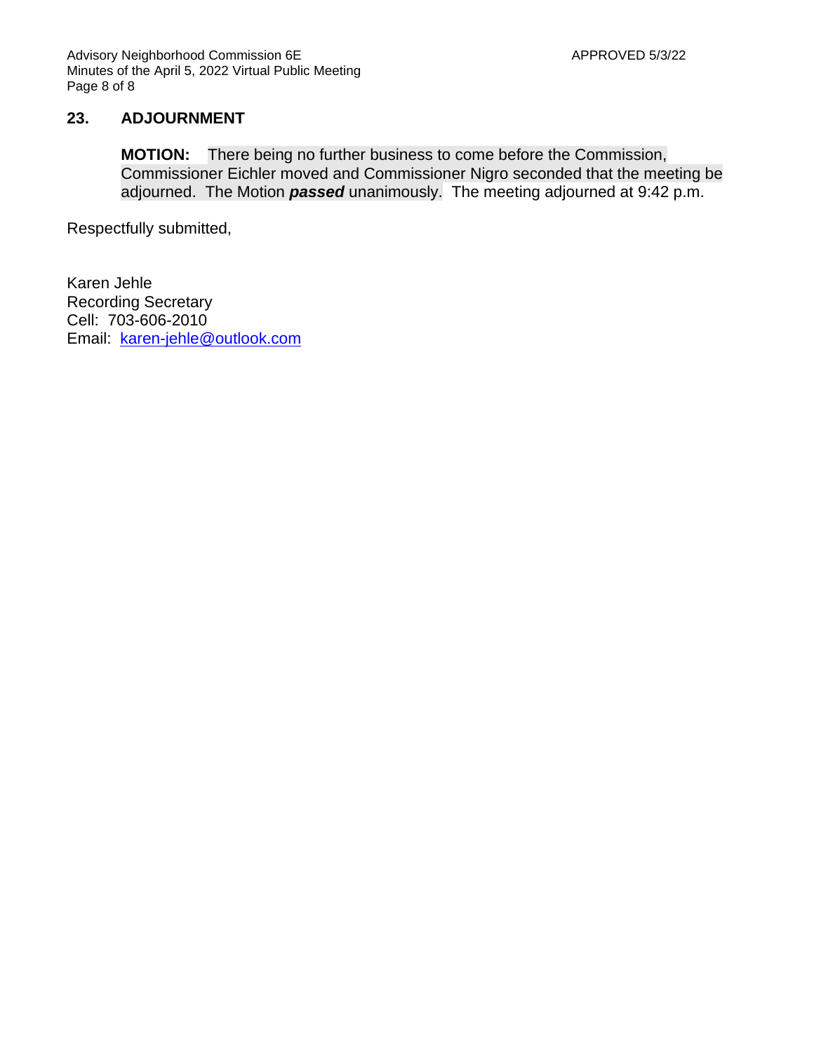## 23. ADJOURNMENT

**MOTION:** There being no further business to come before the Commission, Commissioner Eichler moved and Commissioner Nigro seconded that the meeting be adjourned. The Motion ***passed*** unanimously. The meeting adjourned at 9:42 p.m.

Respectfully submitted,

Karen Jehle
Recording Secretary
Cell: 703-606-2010
Email: karen-jehle@outlook.com